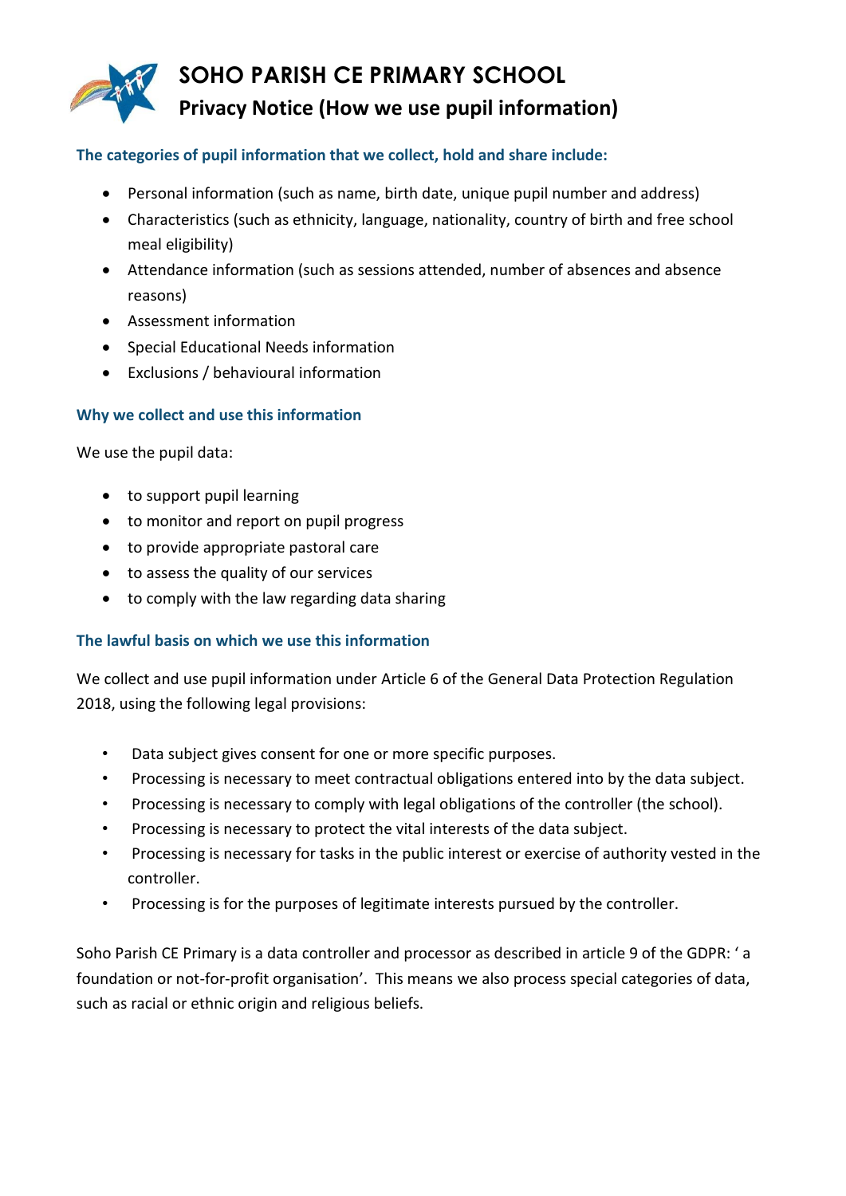# SOHO PARISH CE PRIMARY SCHOOL

## Privacy Notice (How we use pupil information)

### The categories of pupil information that we collect, hold and share include:

- Personal information (such as name, birth date, unique pupil number and address)
- Characteristics (such as ethnicity, language, nationality, country of birth and free school meal eligibility)
- Attendance information (such as sessions attended, number of absences and absence reasons)
- Assessment information
- Special Educational Needs information
- Exclusions / behavioural information

### Why we collect and use this information

We use the pupil data:

- to support pupil learning
- to monitor and report on pupil progress
- to provide appropriate pastoral care
- to assess the quality of our services
- to comply with the law regarding data sharing

### The lawful basis on which we use this information

We collect and use pupil information under Article 6 of the General Data Protection Regulation 2018, using the following legal provisions:

- Data subject gives consent for one or more specific purposes.
- Processing is necessary to meet contractual obligations entered into by the data subject.
- Processing is necessary to comply with legal obligations of the controller (the school).
- Processing is necessary to protect the vital interests of the data subject.
- Processing is necessary for tasks in the public interest or exercise of authority vested in the controller.
- Processing is for the purposes of legitimate interests pursued by the controller.

Soho Parish CE Primary is a data controller and processor as described in article 9 of the GDPR: ' a foundation or not-for-profit organisation'. This means we also process special categories of data, such as racial or ethnic origin and religious beliefs.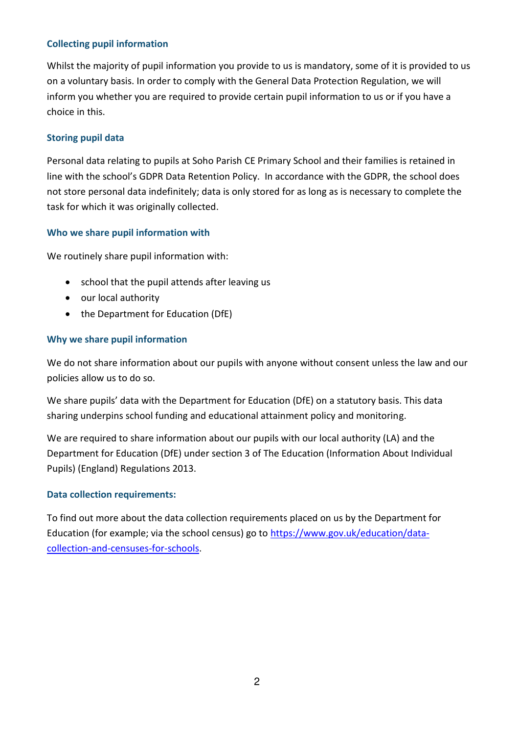### Collecting pupil information

Whilst the majority of pupil information you provide to us is mandatory, some of it is provided to us on a voluntary basis. In order to comply with the General Data Protection Regulation, we will inform you whether you are required to provide certain pupil information to us or if you have a choice in this.

### Storing pupil data

Personal data relating to pupils at Soho Parish CE Primary School and their families is retained in line with the school's GDPR Data Retention Policy. In accordance with the GDPR, the school does not store personal data indefinitely; data is only stored for as long as is necessary to complete the task for which it was originally collected.

### Who we share pupil information with

We routinely share pupil information with:

- school that the pupil attends after leaving us
- our local authority
- the Department for Education (DfE)

### Why we share pupil information

We do not share information about our pupils with anyone without consent unless the law and our policies allow us to do so.

We share pupils' data with the Department for Education (DfE) on a statutory basis. This data sharing underpins school funding and educational attainment policy and monitoring.

We are required to share information about our pupils with our local authority (LA) and the Department for Education (DfE) under section 3 of The Education (Information About Individual Pupils) (England) Regulations 2013.

### Data collection requirements:

To find out more about the data collection requirements placed on us by the Department for Education (for example; via the school census) go to [https://www.gov.uk/education/data-collection-and-censuses-for-schools](https://www.gov.uk/education/data-collection-and-censuses-for-schools).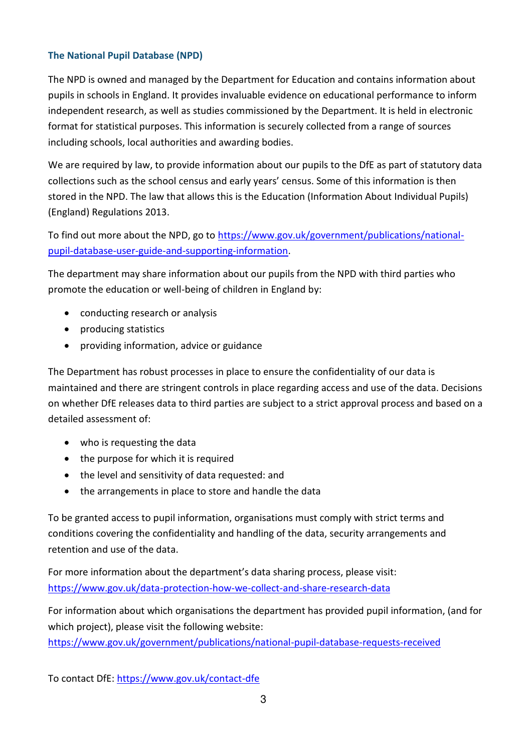### The National Pupil Database (NPD)

The NPD is owned and managed by the Department for Education and contains information about pupils in schools in England. It provides invaluable evidence on educational performance to inform independent research, as well as studies commissioned by the Department. It is held in electronic format for statistical purposes. This information is securely collected from a range of sources including schools, local authorities and awarding bodies.

We are required by law, to provide information about our pupils to the DfE as part of statutory data collections such as the school census and early years' census. Some of this information is then stored in the NPD. The law that allows this is the Education (Information About Individual Pupils) (England) Regulations 2013.

To find out more about the NPD, go to [https://www.gov.uk/government/publications/national-pupil-database-user-guide-and-supporting-information](https://www.gov.uk/government/publications/national-pupil-database-user-guide-and-supporting-information).

The department may share information about our pupils from the NPD with third parties who promote the education or well-being of children in England by:

- conducting research or analysis
- producing statistics
- providing information, advice or guidance

The Department has robust processes in place to ensure the confidentiality of our data is maintained and there are stringent controls in place regarding access and use of the data. Decisions on whether DfE releases data to third parties are subject to a strict approval process and based on a detailed assessment of:

- who is requesting the data
- the purpose for which it is required
- the level and sensitivity of data requested: and
- the arrangements in place to store and handle the data

To be granted access to pupil information, organisations must comply with strict terms and conditions covering the confidentiality and handling of the data, security arrangements and retention and use of the data.

For more information about the department's data sharing process, please visit: [https://www.gov.uk/data-protection-how-we-collect-and-share-research-data](https://www.gov.uk/data-protection-how-we-collect-and-share-research-data)

For information about which organisations the department has provided pupil information, (and for which project), please visit the following website: [https://www.gov.uk/government/publications/national-pupil-database-requests-received](https://www.gov.uk/government/publications/national-pupil-database-requests-received)

To contact DfE: [https://www.gov.uk/contact-dfe](https://www.gov.uk/contact-dfe)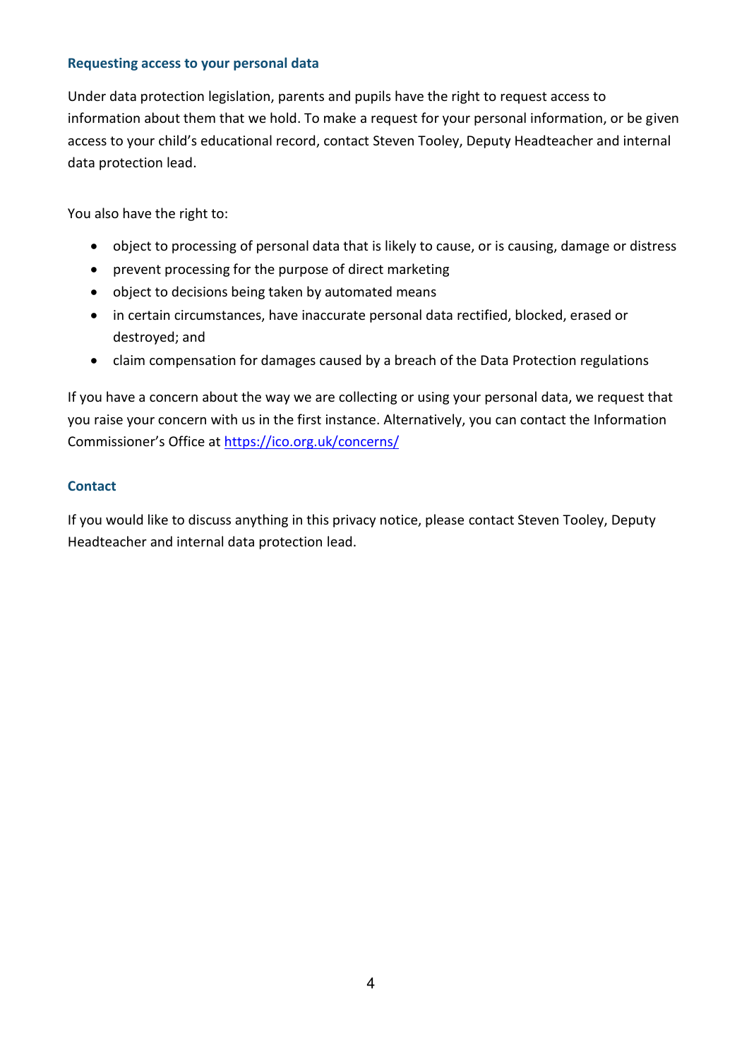### Requesting access to your personal data

Under data protection legislation, parents and pupils have the right to request access to information about them that we hold. To make a request for your personal information, or be given access to your child's educational record, contact Steven Tooley, Deputy Headteacher and internal data protection lead.

You also have the right to:

- object to processing of personal data that is likely to cause, or is causing, damage or distress
- prevent processing for the purpose of direct marketing
- object to decisions being taken by automated means
- in certain circumstances, have inaccurate personal data rectified, blocked, erased or destroyed; and
- claim compensation for damages caused by a breach of the Data Protection regulations

If you have a concern about the way we are collecting or using your personal data, we request that you raise your concern with us in the first instance. Alternatively, you can contact the Information Commissioner's Office at [https://ico.org.uk/concerns/](https://ico.org.uk/concerns/)

### Contact

If you would like to discuss anything in this privacy notice, please contact Steven Tooley, Deputy Headteacher and internal data protection lead.